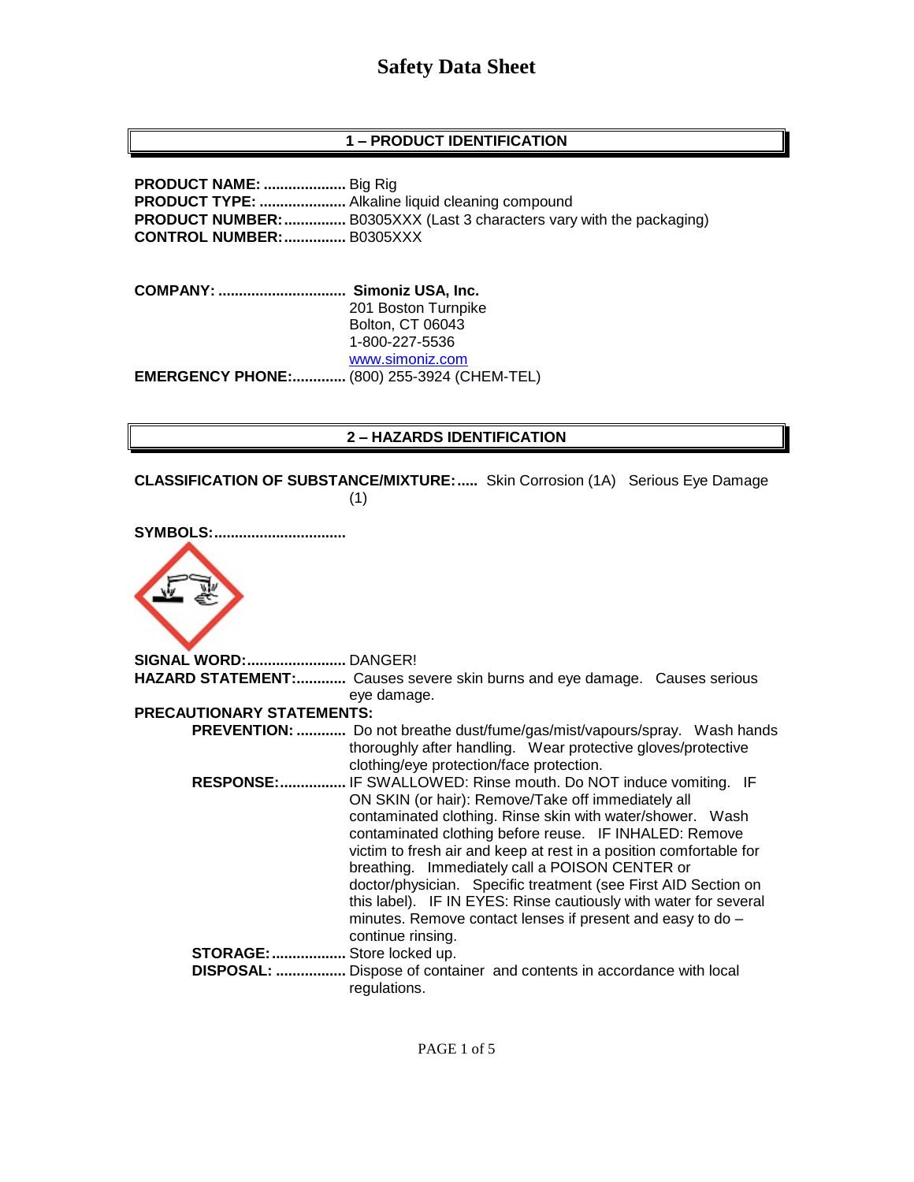# Safety Data Sheet

## 1 – PRODUCT IDENTIFICATION

**PRODUCT NAME:** .................... Big Rig
**PRODUCT TYPE:** ..................... Alkaline liquid cleaning compound
**PRODUCT NUMBER:** ............... B0305XXX (Last 3 characters vary with the packaging)
**CONTROL NUMBER:** ............... B0305XXX

**COMPANY:** ............................... **Simoniz USA, Inc.**
201 Boston Turnpike
Bolton, CT 06043
1-800-227-5536
www.simoniz.com
**EMERGENCY PHONE:** ............. (800) 255-3924 (CHEM-TEL)

## 2 – HAZARDS IDENTIFICATION

**CLASSIFICATION OF SUBSTANCE/MIXTURE:** ..... Skin Corrosion (1A) Serious Eye Damage (1)

**SYMBOLS:** ................................

**SIGNAL WORD:** ........................ DANGER!
**HAZARD STATEMENT:** ............ Causes severe skin burns and eye damage. Causes serious eye damage.
**PRECAUTIONARY STATEMENTS:**

- **PREVENTION:** ............ Do not breathe dust/fume/gas/mist/vapours/spray. Wash hands thoroughly after handling. Wear protective gloves/protective clothing/eye protection/face protection.
- **RESPONSE:** ................ IF SWALLOWED: Rinse mouth. Do NOT induce vomiting. IF ON SKIN (or hair): Remove/Take off immediately all contaminated clothing. Rinse skin with water/shower. Wash contaminated clothing before reuse. IF INHALED: Remove victim to fresh air and keep at rest in a position comfortable for breathing. Immediately call a POISON CENTER or doctor/physician. Specific treatment (see First AID Section on this label). IF IN EYES: Rinse cautiously with water for several minutes. Remove contact lenses if present and easy to do – continue rinsing.
- **STORAGE:** .................. Store locked up.
- **DISPOSAL:** ................. Dispose of container and contents in accordance with local regulations.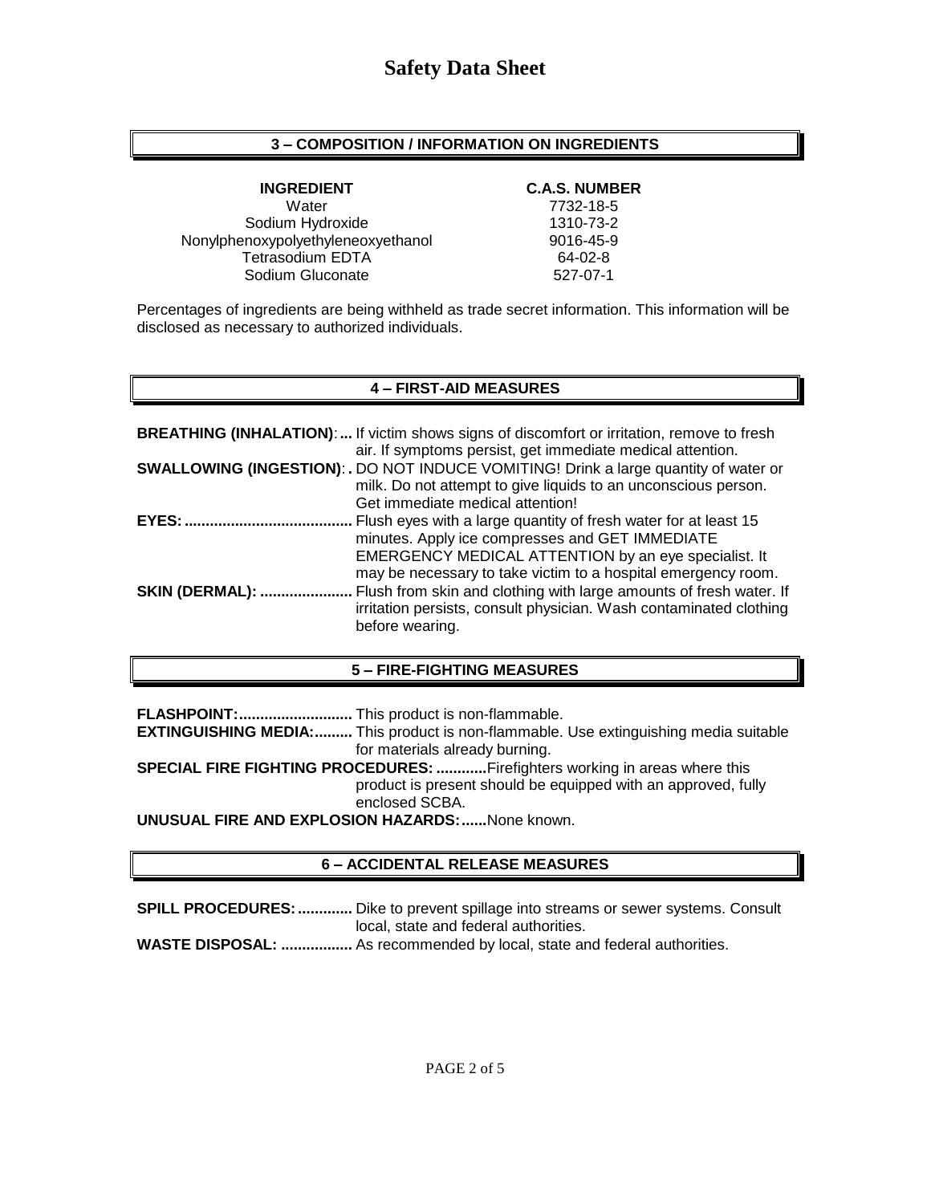# Safety Data Sheet

## 3 – COMPOSITION / INFORMATION ON INGREDIENTS

| INGREDIENT | C.A.S. NUMBER |
| --- | --- |
| Water | 7732-18-5 |
| Sodium Hydroxide | 1310-73-2 |
| Nonylphenoxypolyethyleneoxyethanol | 9016-45-9 |
| Tetrasodium EDTA | 64-02-8 |
| Sodium Gluconate | 527-07-1 |

Percentages of ingredients are being withheld as trade secret information. This information will be disclosed as necessary to authorized individuals.

## 4 – FIRST-AID MEASURES

**BREATHING (INHALATION):...** If victim shows signs of discomfort or irritation, remove to fresh air. If symptoms persist, get immediate medical attention.

**SWALLOWING (INGESTION):.** DO NOT INDUCE VOMITING! Drink a large quantity of water or milk. Do not attempt to give liquids to an unconscious person. Get immediate medical attention!

**EYES:........................................** Flush eyes with a large quantity of fresh water for at least 15 minutes. Apply ice compresses and GET IMMEDIATE EMERGENCY MEDICAL ATTENTION by an eye specialist. It may be necessary to take victim to a hospital emergency room.

**SKIN (DERMAL): ......................** Flush from skin and clothing with large amounts of fresh water. If irritation persists, consult physician. Wash contaminated clothing before wearing.

## 5 – FIRE-FIGHTING MEASURES

**FLASHPOINT:...........................** This product is non-flammable.

**EXTINGUISHING MEDIA:.........** This product is non-flammable. Use extinguishing media suitable for materials already burning.

**SPECIAL FIRE FIGHTING PROCEDURES: ............** Firefighters working in areas where this product is present should be equipped with an approved, fully enclosed SCBA.

**UNUSUAL FIRE AND EXPLOSION HAZARDS:......** None known.

## 6 – ACCIDENTAL RELEASE MEASURES

**SPILL PROCEDURES: .............** Dike to prevent spillage into streams or sewer systems. Consult local, state and federal authorities.

**WASTE DISPOSAL: .................** As recommended by local, state and federal authorities.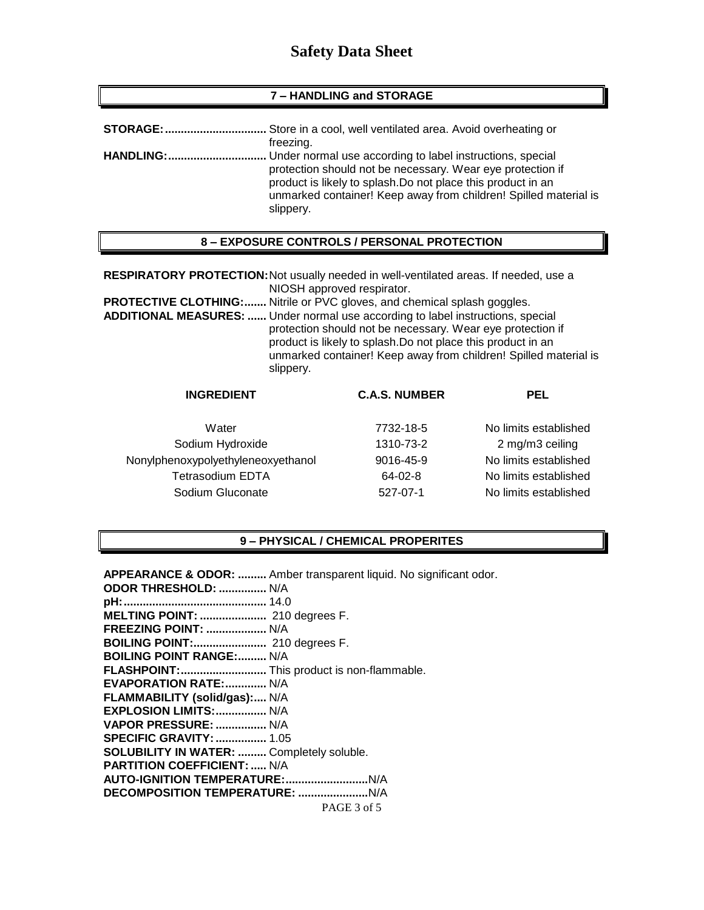# Safety Data Sheet

## 7 – HANDLING and STORAGE

**STORAGE:................................** Store in a cool, well ventilated area. Avoid overheating or freezing.

**HANDLING:...............................** Under normal use according to label instructions, special protection should not be necessary. Wear eye protection if product is likely to splash.Do not place this product in an unmarked container! Keep away from children! Spilled material is slippery.

## 8 – EXPOSURE CONTROLS / PERSONAL PROTECTION

**RESPIRATORY PROTECTION:** Not usually needed in well-ventilated areas. If needed, use a NIOSH approved respirator.

**PROTECTIVE CLOTHING:.......** Nitrile or PVC gloves, and chemical splash goggles.

**ADDITIONAL MEASURES: ......** Under normal use according to label instructions, special protection should not be necessary. Wear eye protection if product is likely to splash.Do not place this product in an unmarked container! Keep away from children! Spilled material is slippery.

| INGREDIENT | C.A.S. NUMBER | PEL |
|---|---|---|
| Water | 7732-18-5 | No limits established |
| Sodium Hydroxide | 1310-73-2 | 2 mg/m3 ceiling |
| Nonylphenoxypolyethyleneoxyethanol | 9016-45-9 | No limits established |
| Tetrasodium EDTA | 64-02-8 | No limits established |
| Sodium Gluconate | 527-07-1 | No limits established |

## 9 – PHYSICAL / CHEMICAL PROPERITES

**APPEARANCE & ODOR: .........** Amber transparent liquid. No significant odor.
**ODOR THRESHOLD: ...............** N/A
**pH:.............................................** 14.0
**MELTING POINT: .....................** 210 degrees F.
**FREEZING POINT: ...................** N/A
**BOILING POINT:.......................** 210 degrees F.
**BOILING POINT RANGE:.........** N/A
**FLASHPOINT:...........................** This product is non-flammable.
**EVAPORATION RATE:.............** N/A
**FLAMMABILITY (solid/gas):....** N/A
**EXPLOSION LIMITS:................** N/A
**VAPOR PRESSURE: ................** N/A
**SPECIFIC GRAVITY: ................** 1.05
**SOLUBILITY IN WATER: .........** Completely soluble.
**PARTITION COEFFICIENT: .....** N/A
**AUTO-IGNITION TEMPERATURE:..........................**N/A
**DECOMPOSITION TEMPERATURE: ......................**N/A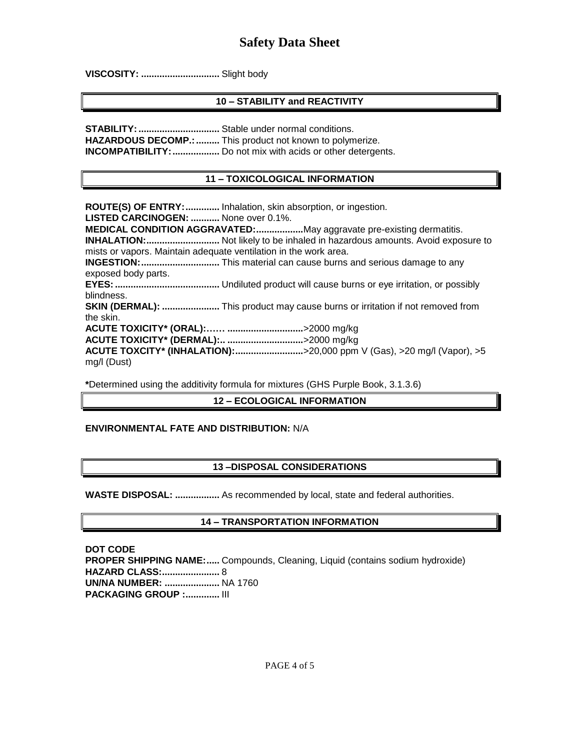**VISCOSITY: ..............................** Slight body

## 10 – STABILITY and REACTIVITY

**STABILITY: ...............................** Stable under normal conditions.
**HAZARDOUS DECOMP.: .........** This product not known to polymerize.
**INCOMPATIBILITY: ..................** Do not mix with acids or other detergents.

## 11 – TOXICOLOGICAL INFORMATION

**ROUTE(S) OF ENTRY: .............** Inhalation, skin absorption, or ingestion.
**LISTED CARCINOGEN: ...........** None over 0.1%.
**MEDICAL CONDITION AGGRAVATED: ..................** May aggravate pre-existing dermatitis.
**INHALATION: ............................** Not likely to be inhaled in hazardous amounts. Avoid exposure to mists or vapors. Maintain adequate ventilation in the work area.
**INGESTION: ..............................** This material can cause burns and serious damage to any exposed body parts.
**EYES: ........................................** Undiluted product will cause burns or eye irritation, or possibly blindness.
**SKIN (DERMAL): ......................** This product may cause burns or irritation if not removed from the skin.
**ACUTE TOXICITY* (ORAL):…… ............................** >2000 mg/kg
**ACUTE TOXICITY* (DERMAL):.. ............................** >2000 mg/kg
**ACUTE TOXCITY* (INHALATION): .........................** >20,000 ppm V (Gas), >20 mg/l (Vapor), >5 mg/l (Dust)

**\***Determined using the additivity formula for mixtures (GHS Purple Book, 3.1.3.6)

## 12 – ECOLOGICAL INFORMATION

**ENVIRONMENTAL FATE AND DISTRIBUTION:** N/A

## 13 –DISPOSAL CONSIDERATIONS

**WASTE DISPOSAL: .................** As recommended by local, state and federal authorities.

## 14 – TRANSPORTATION INFORMATION

**DOT CODE**
**PROPER SHIPPING NAME: .....** Compounds, Cleaning, Liquid (contains sodium hydroxide)
**HAZARD CLASS: .....................** 8
**UN/NA NUMBER: .....................** NA 1760
**PACKAGING GROUP : .............** III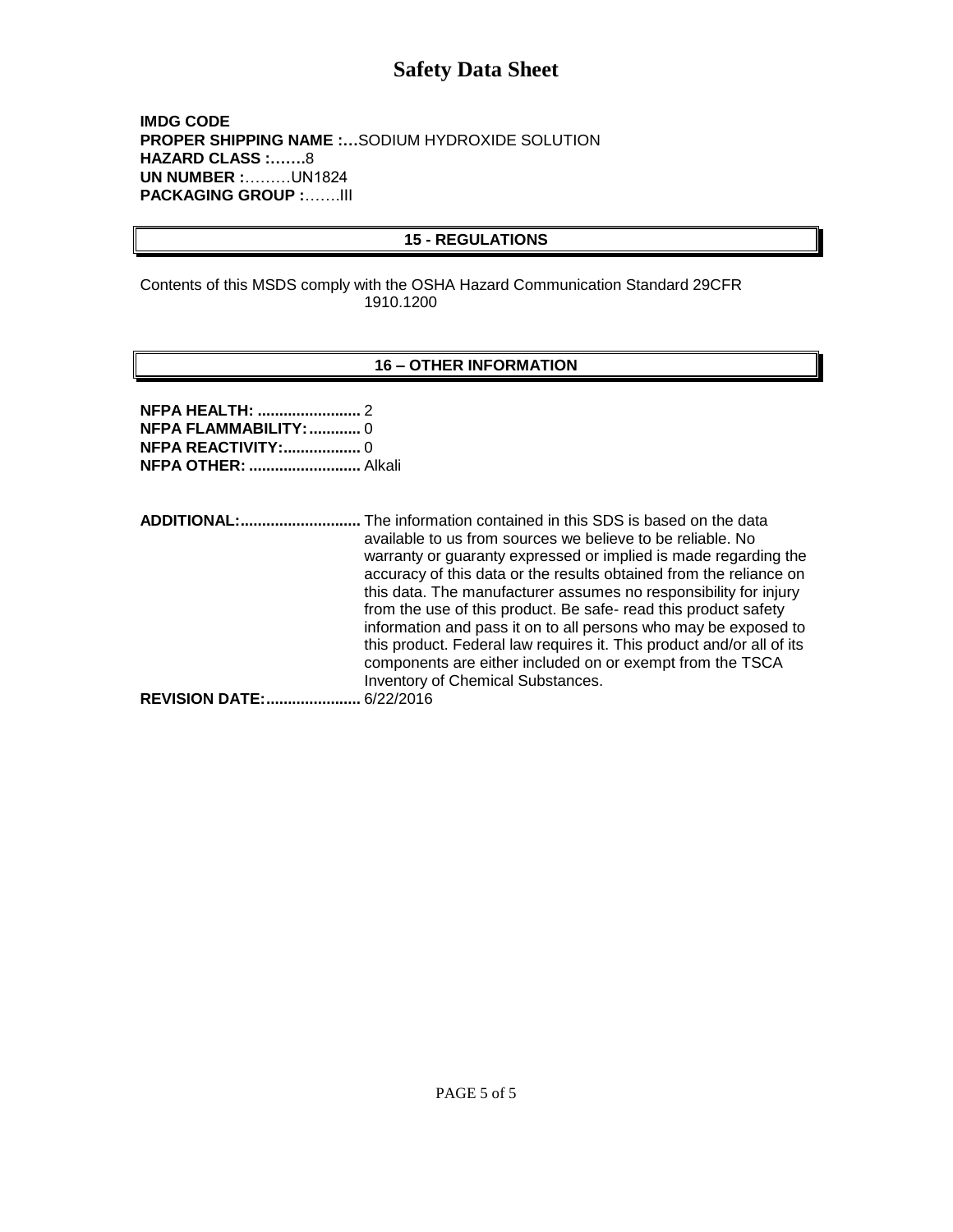**IMDG CODE**
**PROPER SHIPPING NAME :…**SODIUM HYDROXIDE SOLUTION
**HAZARD CLASS :…….**8
**UN NUMBER :**………UN1824
**PACKAGING GROUP :**…….III

## 15 - REGULATIONS

Contents of this MSDS comply with the OSHA Hazard Communication Standard 29CFR 1910.1200

## 16 – OTHER INFORMATION

**NFPA HEALTH: ........................** 2
**NFPA FLAMMABILITY: ............** 0
**NFPA REACTIVITY:..................** 0
**NFPA OTHER: ..........................** Alkali

**ADDITIONAL:............................** The information contained in this SDS is based on the data available to us from sources we believe to be reliable. No warranty or guaranty expressed or implied is made regarding the accuracy of this data or the results obtained from the reliance on this data. The manufacturer assumes no responsibility for injury from the use of this product. Be safe- read this product safety information and pass it on to all persons who may be exposed to this product. Federal law requires it. This product and/or all of its components are either included on or exempt from the TSCA Inventory of Chemical Substances.
**REVISION DATE:......................** 6/22/2016